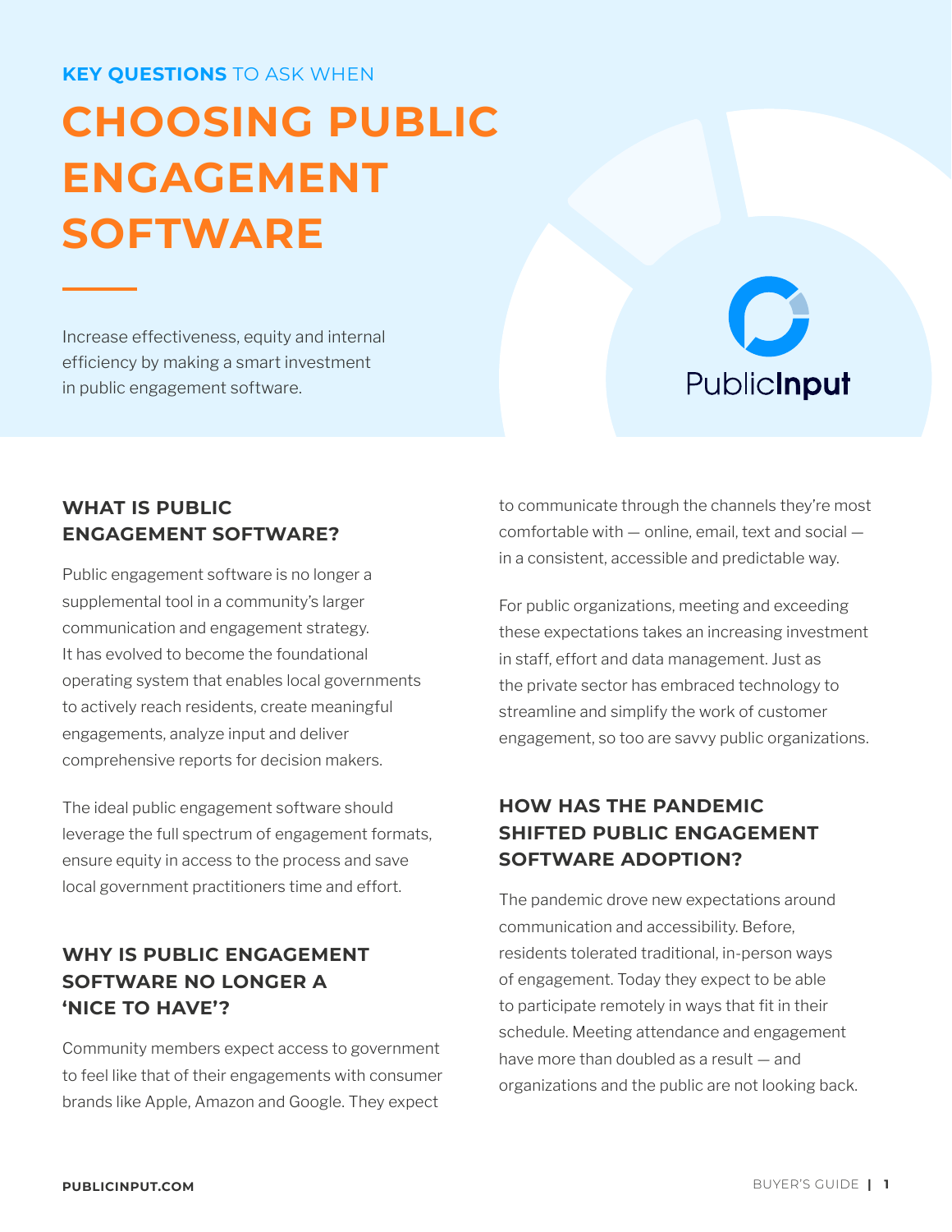KEY QUESTIONS TO ASK WHEN

# CHOOSING PUBLIC ENGAGEMENT SOFTWARE

Increase effectiveness, equity and internal efficiency by making a smart investment in public engagement software.

PublicInput

## WHAT IS PUBLIC ENGAGEMENT SOFTWARE?

Public engagement software is no longer a supplemental tool in a community's larger communication and engagement strategy. It has evolved to become the foundational operating system that enables local governments to actively reach residents, create meaningful engagements, analyze input and deliver comprehensive reports for decision makers.

The ideal public engagement software should leverage the full spectrum of engagement formats, ensure equity in access to the process and save local government practitioners time and effort.

## WHY IS PUBLIC ENGAGEMENT SOFTWARE NO LONGER A 'NICE TO HAVE'?

Community members expect access to government to feel like that of their engagements with consumer brands like Apple, Amazon and Google. They expect to communicate through the channels they're most comfortable with — online, email, text and social — in a consistent, accessible and predictable way.

For public organizations, meeting and exceeding these expectations takes an increasing investment in staff, effort and data management. Just as the private sector has embraced technology to streamline and simplify the work of customer engagement, so too are savvy public organizations.

## HOW HAS THE PANDEMIC SHIFTED PUBLIC ENGAGEMENT SOFTWARE ADOPTION?

The pandemic drove new expectations around communication and accessibility. Before, residents tolerated traditional, in-person ways of engagement. Today they expect to be able to participate remotely in ways that fit in their schedule. Meeting attendance and engagement have more than doubled as a result — and organizations and the public are not looking back.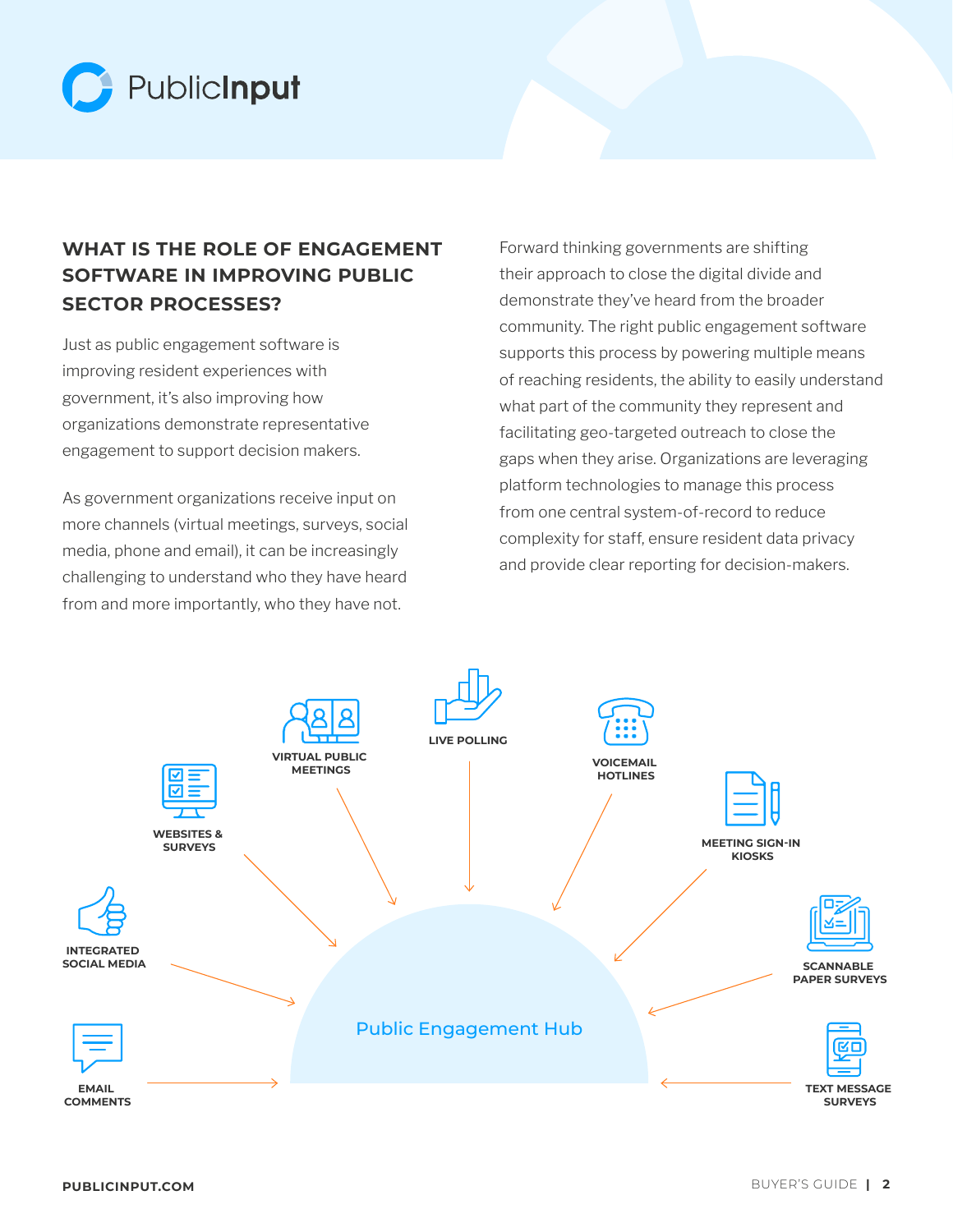## WHAT IS THE ROLE OF ENGAGEMENT SOFTWARE IN IMPROVING PUBLIC SECTOR PROCESSES?

Just as public engagement software is improving resident experiences with government, it's also improving how organizations demonstrate representative engagement to support decision makers.

As government organizations receive input on more channels (virtual meetings, surveys, social media, phone and email), it can be increasingly challenging to understand who they have heard from and more importantly, who they have not.

Forward thinking governments are shifting their approach to close the digital divide and demonstrate they've heard from the broader community. The right public engagement software supports this process by powering multiple means of reaching residents, the ability to easily understand what part of the community they represent and facilitating geo-targeted outreach to close the gaps when they arise. Organizations are leveraging platform technologies to manage this process from one central system-of-record to reduce complexity for staff, ensure resident data privacy and provide clear reporting for decision-makers.

WEBSITES & SURVEYS

VIRTUAL PUBLIC MEETINGS

LIVE POLLING

VOICEMAIL HOTLINES

MEETING SIGN-IN KIOSKS

INTEGRATED SOCIAL MEDIA

SCANNABLE PAPER SURVEYS

EMAIL COMMENTS

TEXT MESSAGE SURVEYS

Public Engagement Hub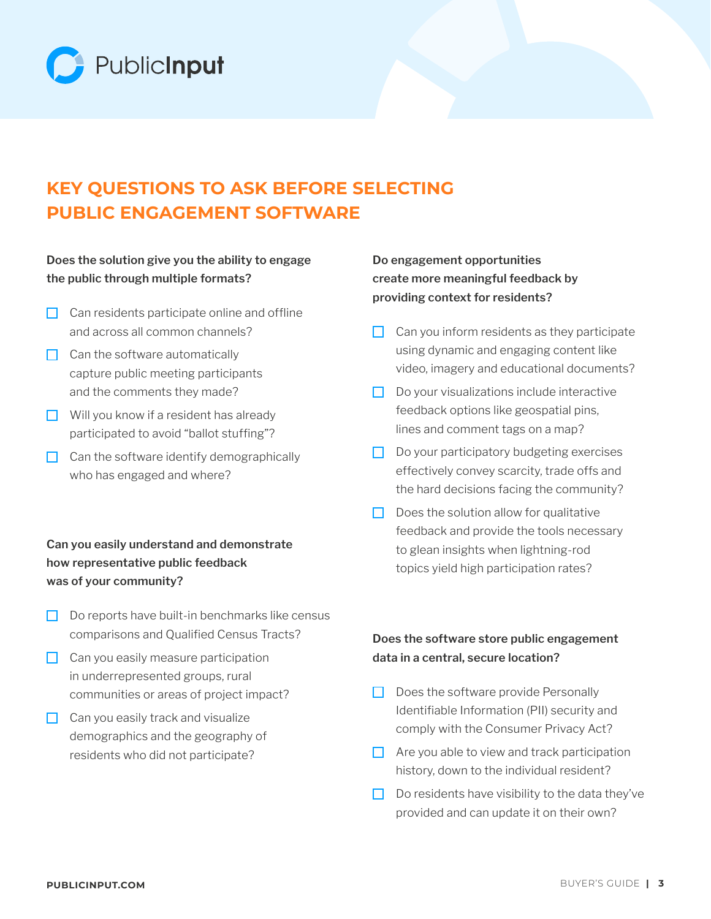## KEY QUESTIONS TO ASK BEFORE SELECTING PUBLIC ENGAGEMENT SOFTWARE

**Does the solution give you the ability to engage the public through multiple formats?**

- [ ] Can residents participate online and offline and across all common channels?
- [ ] Can the software automatically capture public meeting participants and the comments they made?
- [ ] Will you know if a resident has already participated to avoid "ballot stuffing"?
- [ ] Can the software identify demographically who has engaged and where?

**Can you easily understand and demonstrate how representative public feedback was of your community?**

- [ ] Do reports have built-in benchmarks like census comparisons and Qualified Census Tracts?
- [ ] Can you easily measure participation in underrepresented groups, rural communities or areas of project impact?
- [ ] Can you easily track and visualize demographics and the geography of residents who did not participate?

**Do engagement opportunities create more meaningful feedback by providing context for residents?**

- [ ] Can you inform residents as they participate using dynamic and engaging content like video, imagery and educational documents?
- [ ] Do your visualizations include interactive feedback options like geospatial pins, lines and comment tags on a map?
- [ ] Do your participatory budgeting exercises effectively convey scarcity, trade offs and the hard decisions facing the community?
- [ ] Does the solution allow for qualitative feedback and provide the tools necessary to glean insights when lightning-rod topics yield high participation rates?

**Does the software store public engagement data in a central, secure location?**

- [ ] Does the software provide Personally Identifiable Information (PII) security and comply with the Consumer Privacy Act?
- [ ] Are you able to view and track participation history, down to the individual resident?
- [ ] Do residents have visibility to the data they've provided and can update it on their own?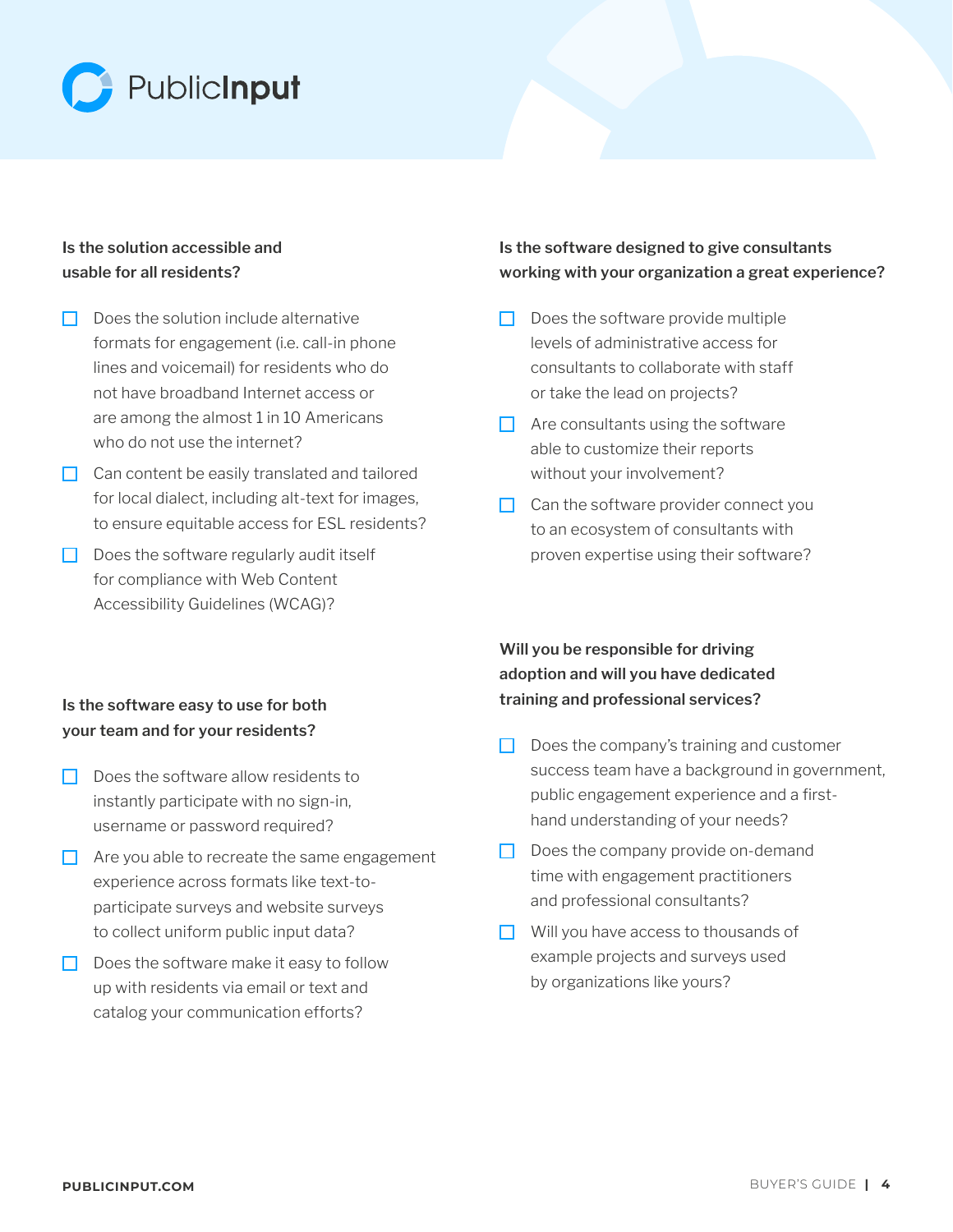### Is the solution accessible and usable for all residents?

- [ ] Does the solution include alternative formats for engagement (i.e. call-in phone lines and voicemail) for residents who do not have broadband Internet access or are among the almost 1 in 10 Americans who do not use the internet?
- [ ] Can content be easily translated and tailored for local dialect, including alt-text for images, to ensure equitable access for ESL residents?
- [ ] Does the software regularly audit itself for compliance with Web Content Accessibility Guidelines (WCAG)?

### Is the software easy to use for both your team and for your residents?

- [ ] Does the software allow residents to instantly participate with no sign-in, username or password required?
- [ ] Are you able to recreate the same engagement experience across formats like text-to-participate surveys and website surveys to collect uniform public input data?
- [ ] Does the software make it easy to follow up with residents via email or text and catalog your communication efforts?

### Is the software designed to give consultants working with your organization a great experience?

- [ ] Does the software provide multiple levels of administrative access for consultants to collaborate with staff or take the lead on projects?
- [ ] Are consultants using the software able to customize their reports without your involvement?
- [ ] Can the software provider connect you to an ecosystem of consultants with proven expertise using their software?

### Will you be responsible for driving adoption and will you have dedicated training and professional services?

- [ ] Does the company's training and customer success team have a background in government, public engagement experience and a first-hand understanding of your needs?
- [ ] Does the company provide on-demand time with engagement practitioners and professional consultants?
- [ ] Will you have access to thousands of example projects and surveys used by organizations like yours?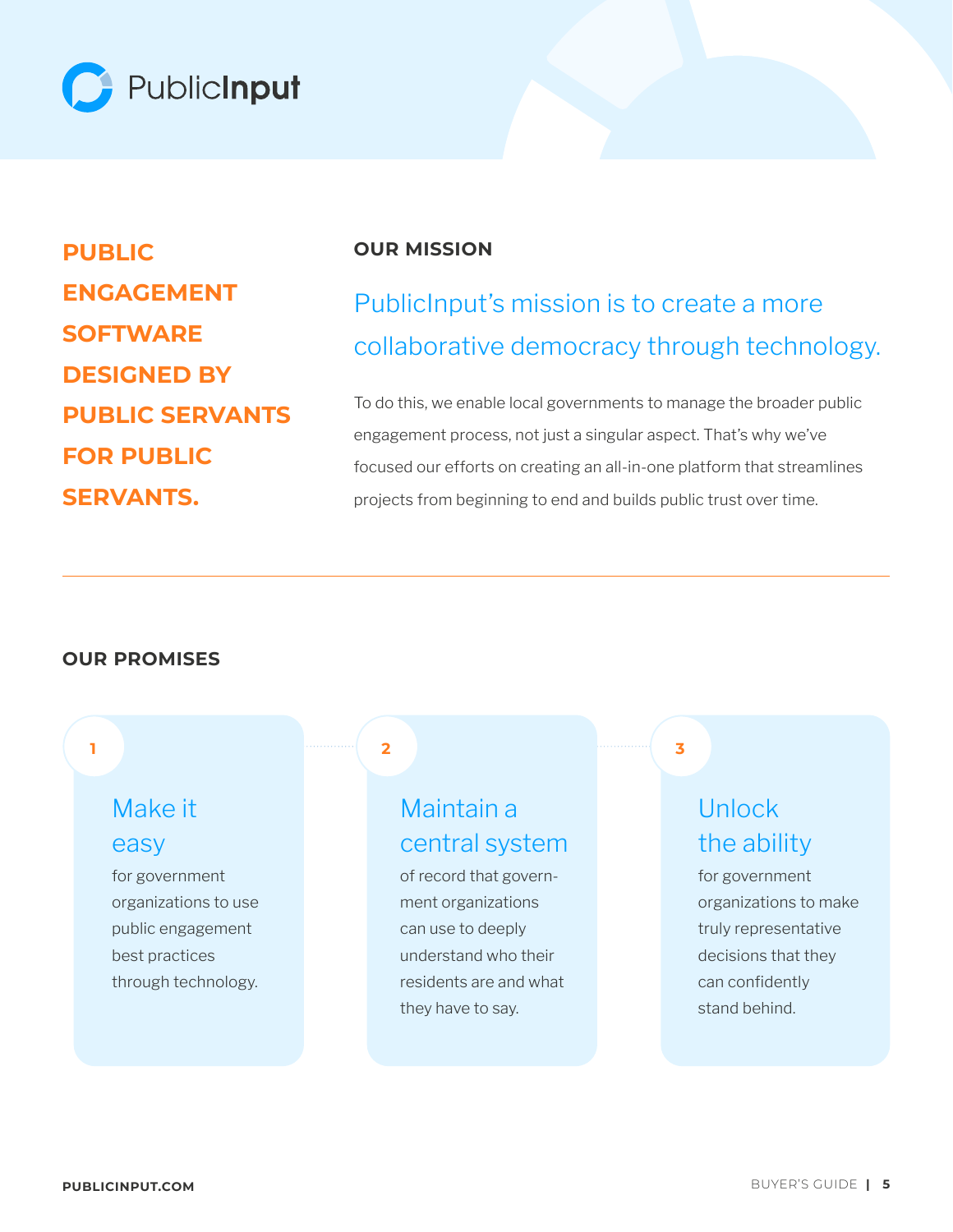PublicInput

**PUBLIC ENGAGEMENT SOFTWARE DESIGNED BY PUBLIC SERVANTS FOR PUBLIC SERVANTS.**

## OUR MISSION

PublicInput's mission is to create a more collaborative democracy through technology.

To do this, we enable local governments to manage the broader public engagement process, not just a singular aspect. That's why we've focused our efforts on creating an all-in-one platform that streamlines projects from beginning to end and builds public trust over time.

---

## OUR PROMISES

**1**

### Make it easy

for government organizations to use public engagement best practices through technology.

**2**

### Maintain a central system

of record that government organizations can use to deeply understand who their residents are and what they have to say.

**3**

### Unlock the ability

for government organizations to make truly representative decisions that they can confidently stand behind.

PUBLICINPUT.COM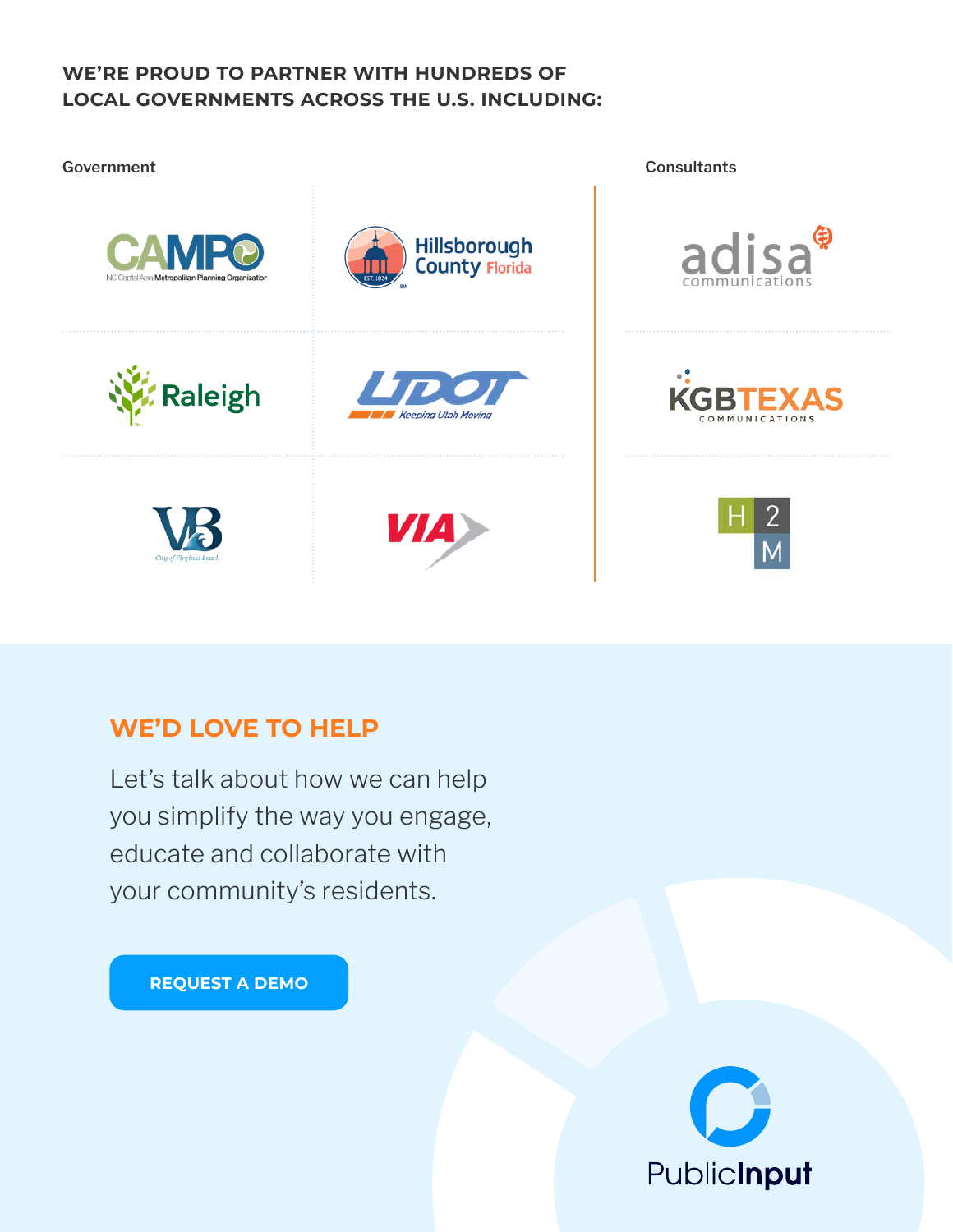## WE'RE PROUD TO PARTNER WITH HUNDREDS OF LOCAL GOVERNMENTS ACROSS THE U.S. INCLUDING:

**Government**

CAMPO — NC Capital Area Metropolitan Planning Organization

Hillsborough County Florida

Raleigh

UDOT — Keeping Utah Moving

VB — City of Virginia Beach

VIA

**Consultants**

adisa communications

KGBTEXAS COMMUNICATIONS

H2M

## WE'D LOVE TO HELP

Let's talk about how we can help you simplify the way you engage, educate and collaborate with your community's residents.

REQUEST A DEMO

PublicInput